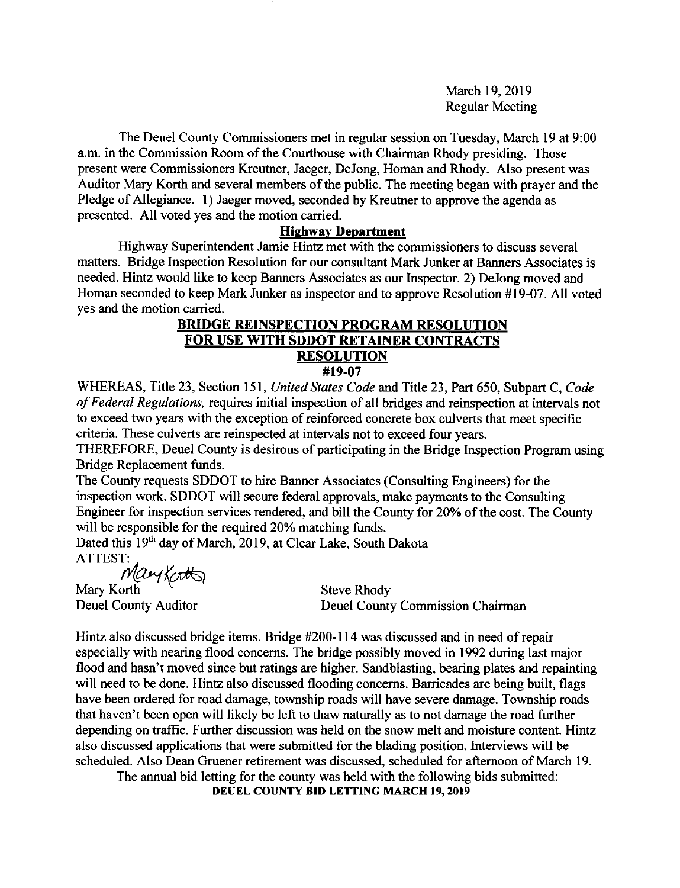March 19, 2019
Regular Meeting

The Deuel County Commissioners met in regular session on Tuesday, March 19 at 9:00 a.m. in the Commission Room of the Courthouse with Chairman Rhody presiding. Those present were Commissioners Kreutner, Jaeger, DeJong, Homan and Rhody. Also present was Auditor Mary Korth and several members of the public. The meeting began with prayer and the Pledge of Allegiance. 1) Jaeger moved, seconded by Kreutner to approve the agenda as presented. All voted yes and the motion carried.

**Highway Department**

Highway Superintendent Jamie Hintz met with the commissioners to discuss several matters. Bridge Inspection Resolution for our consultant Mark Junker at Banners Associates is needed. Hintz would like to keep Banners Associates as our Inspector. 2) DeJong moved and Homan seconded to keep Mark Junker as inspector and to approve Resolution #19-07. All voted yes and the motion carried.

**BRIDGE REINSPECTION PROGRAM RESOLUTION**
**FOR USE WITH SDDOT RETAINER CONTRACTS**
**RESOLUTION**
**#19-07**

WHEREAS, Title 23, Section 151, *United States Code* and Title 23, Part 650, Subpart C, *Code of Federal Regulations,* requires initial inspection of all bridges and reinspection at intervals not to exceed two years with the exception of reinforced concrete box culverts that meet specific criteria. These culverts are reinspected at intervals not to exceed four years.

THEREFORE, Deuel County is desirous of participating in the Bridge Inspection Program using Bridge Replacement funds.

The County requests SDDOT to hire Banner Associates (Consulting Engineers) for the inspection work. SDDOT will secure federal approvals, make payments to the Consulting Engineer for inspection services rendered, and bill the County for 20% of the cost. The County will be responsible for the required 20% matching funds.

Dated this 19th day of March, 2019, at Clear Lake, South Dakota

ATTEST:

Mary Korth
Deuel County Auditor

Steve Rhody
Deuel County Commission Chairman

Hintz also discussed bridge items. Bridge #200-114 was discussed and in need of repair especially with nearing flood concerns. The bridge possibly moved in 1992 during last major flood and hasn't moved since but ratings are higher. Sandblasting, bearing plates and repainting will need to be done. Hintz also discussed flooding concerns. Barricades are being built, flags have been ordered for road damage, township roads will have severe damage. Township roads that haven't been open will likely be left to thaw naturally as to not damage the road further depending on traffic. Further discussion was held on the snow melt and moisture content. Hintz also discussed applications that were submitted for the blading position. Interviews will be scheduled. Also Dean Gruener retirement was discussed, scheduled for afternoon of March 19.

The annual bid letting for the county was held with the following bids submitted:

**DEUEL COUNTY BID LETTING MARCH 19, 2019**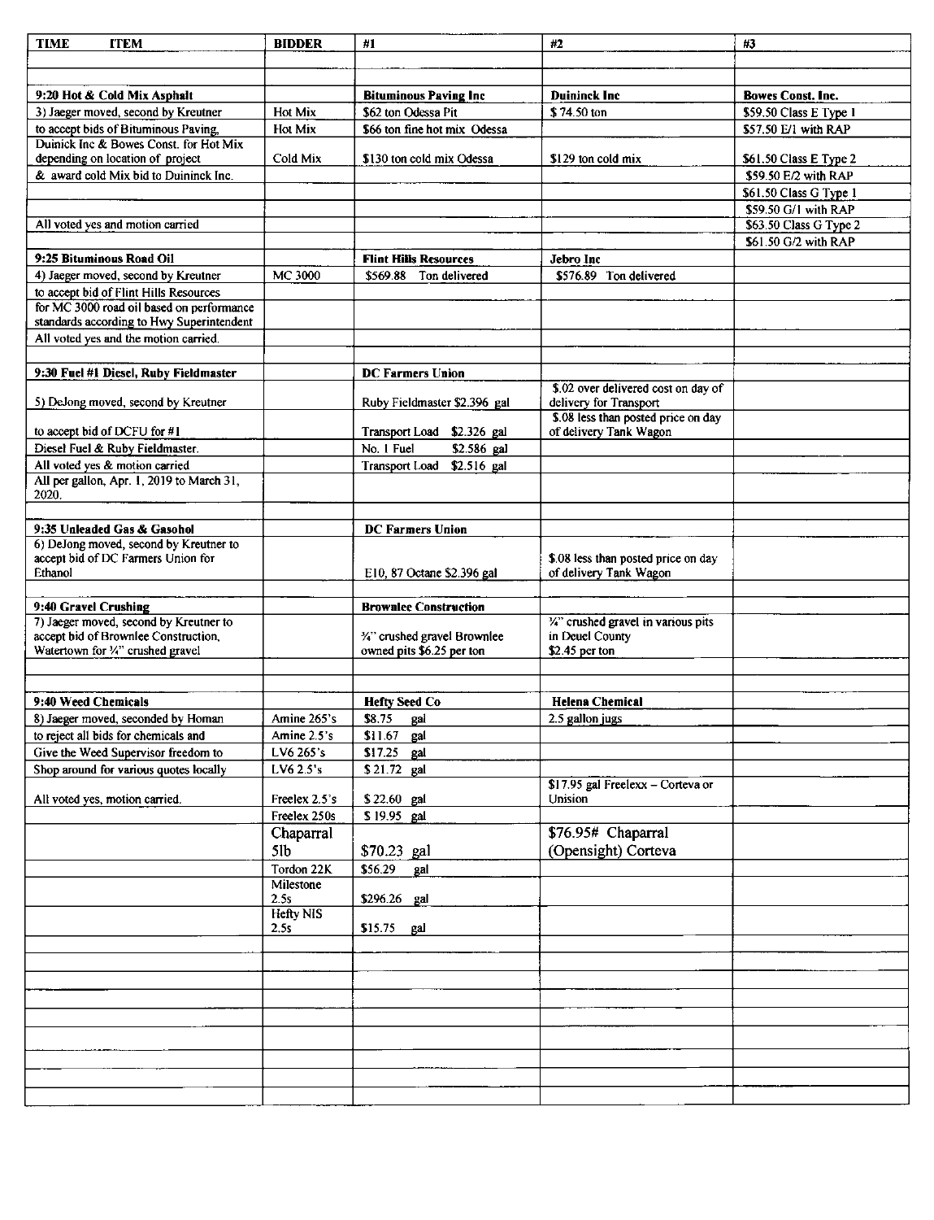| TIME ITEM | BIDDER | #1 | #2 | #3 |
|---|---|---|---|---|
| | | | | |
| | | | | |
| **9:20 Hot & Cold Mix Asphalt** | | **Bituminous Paving Inc** | **Duininck Inc** | **Bowes Const. Inc.** |
| 3) Jaeger moved, second by Kreutner | Hot Mix | $62 ton Odessa Pit | $ 74.50 ton | $59.50 Class E Type 1 |
| to accept bids of Bituminous Paving, | Hot Mix | $66 ton fine hot mix Odessa | | $57.50 E/1 with RAP |
| Duinick Inc & Bowes Const. for Hot Mix depending on location of project | Cold Mix | $130 ton cold mix Odessa | $129 ton cold mix | $61.50 Class E Type 2 |
| & award cold Mix bid to Duininck Inc. | | | | $59.50 E/2 with RAP |
| | | | | $61.50 Class G Type 1 |
| | | | | $59.50 G/1 with RAP |
| All voted yes and motion carried | | | | $63.50 Class G Type 2 |
| | | | | $61.50 G/2 with RAP |
| **9:25 Bituminous Road Oil** | | **Flint Hills Resources** | **Jebro Inc** | |
| 4) Jaeger moved, second by Kreutner | MC 3000 | $569.88 Ton delivered | $576.89 Ton delivered | |
| to accept bid of Flint Hills Resources | | | | |
| for MC 3000 road oil based on performance standards according to Hwy Superintendent | | | | |
| All voted yes and the motion carried. | | | | |
| | | | | |
| **9:30 Fuel #1 Diesel, Ruby Fieldmaster** | | **DC Farmers Union** | | |
| 5) DeJong moved, second by Kreutner | | Ruby Fieldmaster $2.396 gal | $.02 over delivered cost on day of delivery for Transport | |
| to accept bid of DCFU for #1 | | Transport Load $2.326 gal | $.08 less than posted price on day of delivery Tank Wagon | |
| Diesel Fuel & Ruby Fieldmaster. | | No. 1 Fuel $2.586 gal | | |
| All voted yes & motion carried | | Transport Load $2.516 gal | | |
| All per gallon, Apr. 1, 2019 to March 31, 2020. | | | | |
| | | | | |
| **9:35 Unleaded Gas & Gasohol** | | **DC Farmers Union** | | |
| 6) DeJong moved, second by Kreutner to accept bid of DC Farmers Union for Ethanol | | E10, 87 Octane $2.396 gal | $.08 less than posted price on day of delivery Tank Wagon | |
| | | | | |
| **9:40 Gravel Crushing** | | **Brownlee Construction** | | |
| 7) Jaeger moved, second by Kreutner to accept bid of Brownlee Construction, Watertown for ¾" crushed gravel | | ¾" crushed gravel Brownlee owned pits $6.25 per ton | ¾" crushed gravel in various pits in Deuel County $2.45 per ton | |
| | | | | |
| | | | | |
| **9:40 Weed Chemicals** | | **Hefty Seed Co** | **Helena Chemical** | |
| 8) Jaeger moved, seconded by Homan | Amine 265's | $8.75 gal | 2.5 gallon jugs | |
| to reject all bids for chemicals and | Amine 2.5's | $11.67 gal | | |
| Give the Weed Supervisor freedom to | LV6 265's | $17.25 gal | | |
| Shop around for various quotes locally | LV6 2.5's | $ 21.72 gal | | |
| All voted yes, motion carried. | Freelex 2.5's | $ 22.60 gal | $17.95 gal Freelexx – Corteva or Unision | |
| | Freelex 250s | $ 19.95 gal | | |
| | Chaparral 5lb | $70.23 gal | $76.95# Chaparral (Opensight) Corteva | |
| | Tordon 22K | $56.29 gal | | |
| | Milestone 2.5s | $296.26 gal | | |
| | Hefty NIS 2.5s | $15.75 gal | | |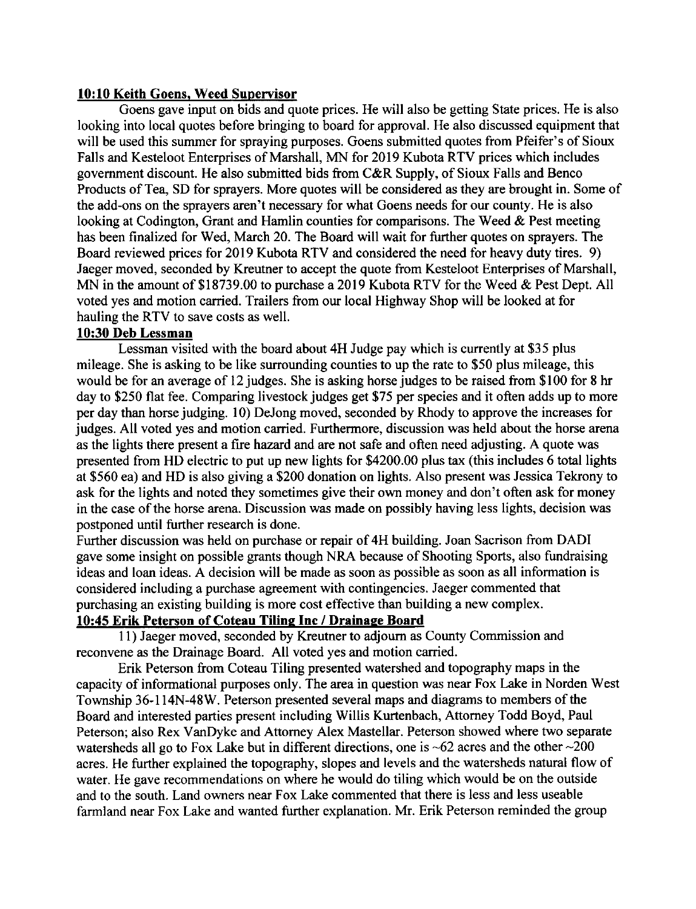**10:10 Keith Goens, Weed Supervisor**

Goens gave input on bids and quote prices. He will also be getting State prices. He is also looking into local quotes before bringing to board for approval. He also discussed equipment that will be used this summer for spraying purposes. Goens submitted quotes from Pfeifer's of Sioux Falls and Kesteloot Enterprises of Marshall, MN for 2019 Kubota RTV prices which includes government discount. He also submitted bids from C&R Supply, of Sioux Falls and Benco Products of Tea, SD for sprayers. More quotes will be considered as they are brought in. Some of the add-ons on the sprayers aren't necessary for what Goens needs for our county. He is also looking at Codington, Grant and Hamlin counties for comparisons. The Weed & Pest meeting has been finalized for Wed, March 20. The Board will wait for further quotes on sprayers. The Board reviewed prices for 2019 Kubota RTV and considered the need for heavy duty tires. 9) Jaeger moved, seconded by Kreutner to accept the quote from Kesteloot Enterprises of Marshall, MN in the amount of $18739.00 to purchase a 2019 Kubota RTV for the Weed & Pest Dept. All voted yes and motion carried. Trailers from our local Highway Shop will be looked at for hauling the RTV to save costs as well.

**10:30 Deb Lessman**

Lessman visited with the board about 4H Judge pay which is currently at $35 plus mileage. She is asking to be like surrounding counties to up the rate to $50 plus mileage, this would be for an average of 12 judges. She is asking horse judges to be raised from $100 for 8 hr day to $250 flat fee. Comparing livestock judges get $75 per species and it often adds up to more per day than horse judging. 10) DeJong moved, seconded by Rhody to approve the increases for judges. All voted yes and motion carried. Furthermore, discussion was held about the horse arena as the lights there present a fire hazard and are not safe and often need adjusting. A quote was presented from HD electric to put up new lights for $4200.00 plus tax (this includes 6 total lights at $560 ea) and HD is also giving a $200 donation on lights. Also present was Jessica Tekrony to ask for the lights and noted they sometimes give their own money and don't often ask for money in the case of the horse arena. Discussion was made on possibly having less lights, decision was postponed until further research is done.

Further discussion was held on purchase or repair of 4H building. Joan Sacrison from DADI gave some insight on possible grants though NRA because of Shooting Sports, also fundraising ideas and loan ideas. A decision will be made as soon as possible as soon as all information is considered including a purchase agreement with contingencies. Jaeger commented that purchasing an existing building is more cost effective than building a new complex.

**10:45 Erik Peterson of Coteau Tiling Inc / Drainage Board**

11) Jaeger moved, seconded by Kreutner to adjourn as County Commission and reconvene as the Drainage Board. All voted yes and motion carried.

Erik Peterson from Coteau Tiling presented watershed and topography maps in the capacity of informational purposes only. The area in question was near Fox Lake in Norden West Township 36-114N-48W. Peterson presented several maps and diagrams to members of the Board and interested parties present including Willis Kurtenbach, Attorney Todd Boyd, Paul Peterson; also Rex VanDyke and Attorney Alex Mastellar. Peterson showed where two separate watersheds all go to Fox Lake but in different directions, one is ~62 acres and the other ~200 acres. He further explained the topography, slopes and levels and the watersheds natural flow of water. He gave recommendations on where he would do tiling which would be on the outside and to the south. Land owners near Fox Lake commented that there is less and less useable farmland near Fox Lake and wanted further explanation. Mr. Erik Peterson reminded the group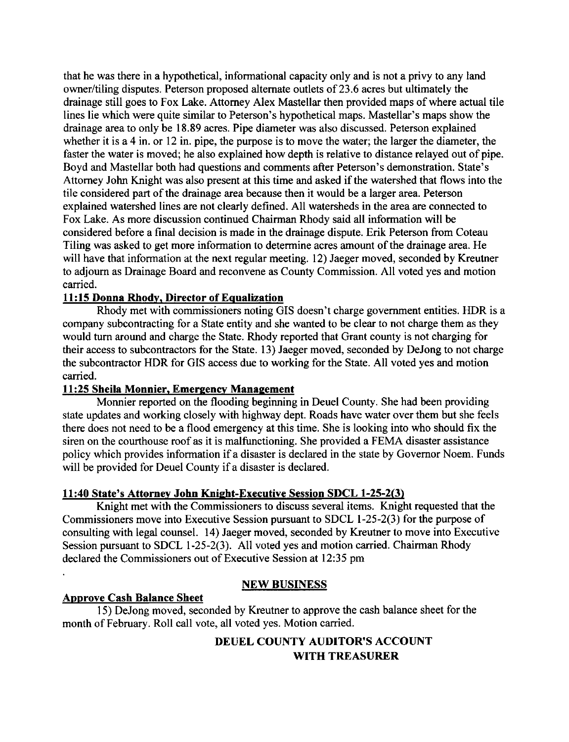that he was there in a hypothetical, informational capacity only and is not a privy to any land owner/tiling disputes. Peterson proposed alternate outlets of 23.6 acres but ultimately the drainage still goes to Fox Lake. Attorney Alex Mastellar then provided maps of where actual tile lines lie which were quite similar to Peterson's hypothetical maps. Mastellar's maps show the drainage area to only be 18.89 acres. Pipe diameter was also discussed. Peterson explained whether it is a 4 in. or 12 in. pipe, the purpose is to move the water; the larger the diameter, the faster the water is moved; he also explained how depth is relative to distance relayed out of pipe. Boyd and Mastellar both had questions and comments after Peterson's demonstration. State's Attorney John Knight was also present at this time and asked if the watershed that flows into the tile considered part of the drainage area because then it would be a larger area. Peterson explained watershed lines are not clearly defined. All watersheds in the area are connected to Fox Lake. As more discussion continued Chairman Rhody said all information will be considered before a final decision is made in the drainage dispute. Erik Peterson from Coteau Tiling was asked to get more information to determine acres amount of the drainage area. He will have that information at the next regular meeting. 12) Jaeger moved, seconded by Kreutner to adjourn as Drainage Board and reconvene as County Commission. All voted yes and motion carried.

**11:15 Donna Rhody, Director of Equalization**

Rhody met with commissioners noting GIS doesn't charge government entities. HDR is a company subcontracting for a State entity and she wanted to be clear to not charge them as they would turn around and charge the State. Rhody reported that Grant county is not charging for their access to subcontractors for the State. 13) Jaeger moved, seconded by DeJong to not charge the subcontractor HDR for GIS access due to working for the State. All voted yes and motion carried.

**11:25 Sheila Monnier, Emergency Management**

Monnier reported on the flooding beginning in Deuel County. She had been providing state updates and working closely with highway dept. Roads have water over them but she feels there does not need to be a flood emergency at this time. She is looking into who should fix the siren on the courthouse roof as it is malfunctioning. She provided a FEMA disaster assistance policy which provides information if a disaster is declared in the state by Governor Noem. Funds will be provided for Deuel County if a disaster is declared.

**11:40 State's Attorney John Knight-Executive Session SDCL 1-25-2(3)**

Knight met with the Commissioners to discuss several items. Knight requested that the Commissioners move into Executive Session pursuant to SDCL 1-25-2(3) for the purpose of consulting with legal counsel. 14) Jaeger moved, seconded by Kreutner to move into Executive Session pursuant to SDCL 1-25-2(3). All voted yes and motion carried. Chairman Rhody declared the Commissioners out of Executive Session at 12:35 pm

## NEW BUSINESS

**Approve Cash Balance Sheet**

15) DeJong moved, seconded by Kreutner to approve the cash balance sheet for the month of February. Roll call vote, all voted yes. Motion carried.

### DEUEL COUNTY AUDITOR'S ACCOUNT WITH TREASURER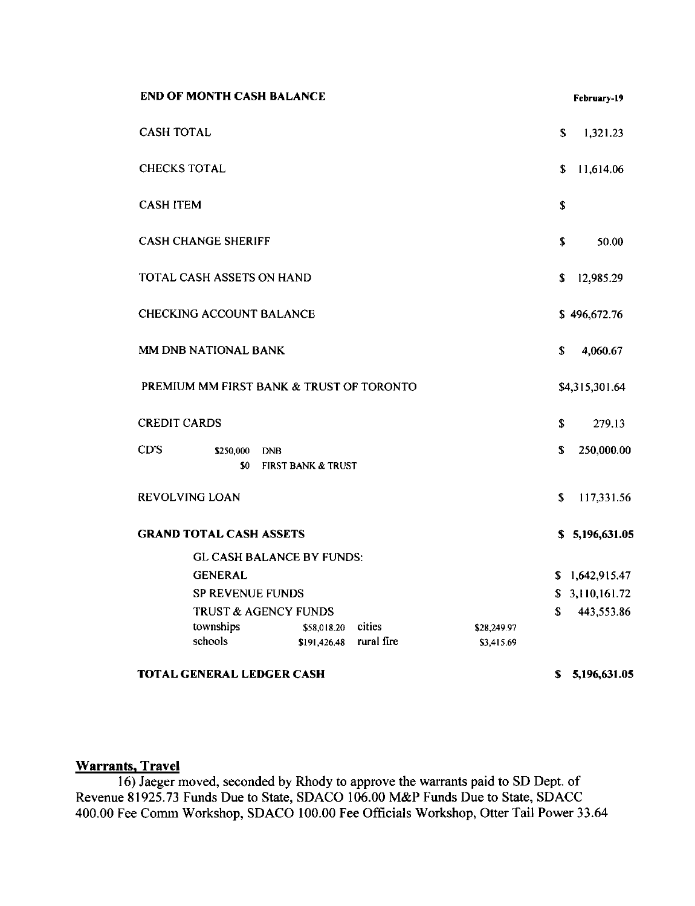| **END OF MONTH CASH BALANCE** | | | | **February-19** |
|---|---|---|---|---|
| CASH TOTAL | | | | $ 1,321.23 |
| CHECKS TOTAL | | | | $ 11,614.06 |
| CASH ITEM | | | | $ |
| CASH CHANGE SHERIFF | | | | $ 50.00 |
| TOTAL CASH ASSETS ON HAND | | | | $ 12,985.29 |
| CHECKING ACCOUNT BALANCE | | | | $ 496,672.76 |
| MM DNB NATIONAL BANK | | | | $ 4,060.67 |
| PREMIUM MM FIRST BANK & TRUST OF TORONTO | | | | $4,315,301.64 |
| CREDIT CARDS | | | | $ 279.13 |
| CD'S | $250,000 DNB | | | $ 250,000.00 |
| | $0 FIRST BANK & TRUST | | | |
| REVOLVING LOAN | | | | $ 117,331.56 |
| **GRAND TOTAL CASH ASSETS** | | | | **$ 5,196,631.05** |
| GL CASH BALANCE BY FUNDS: | | | | |
| GENERAL | | | | $ 1,642,915.47 |
| SP REVENUE FUNDS | | | | $ 3,110,161.72 |
| TRUST & AGENCY FUNDS | | | | $ 443,553.86 |
| townships | $58,018.20 | cities | $28,249.97 | |
| schools | $191,426.48 | rural fire | $3,415.69 | |
| **TOTAL GENERAL LEDGER CASH** | | | | **$ 5,196,631.05** |

## Warrants, Travel

16) Jaeger moved, seconded by Rhody to approve the warrants paid to SD Dept. of Revenue 81925.73 Funds Due to State, SDACO 106.00 M&P Funds Due to State, SDACC 400.00 Fee Comm Workshop, SDACO 100.00 Fee Officials Workshop, Otter Tail Power 33.64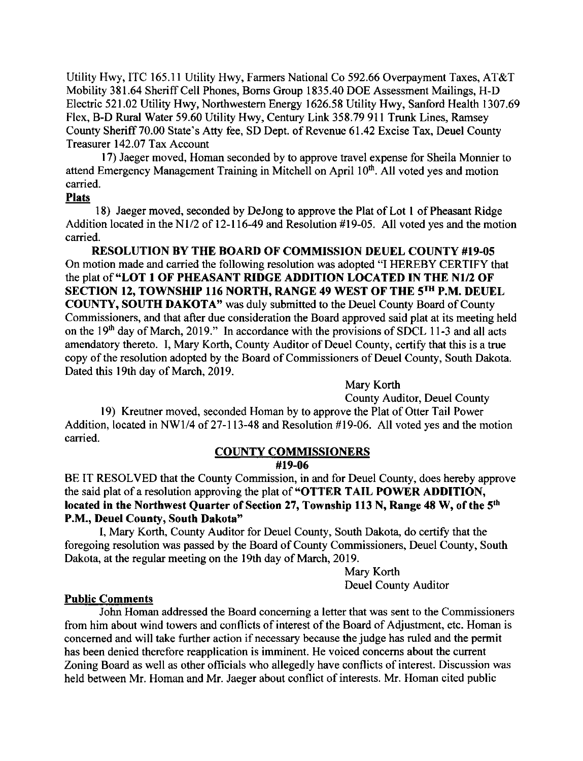Utility Hwy, ITC 165.11 Utility Hwy, Farmers National Co 592.66 Overpayment Taxes, AT&T Mobility 381.64 Sheriff Cell Phones, Borns Group 1835.40 DOE Assessment Mailings, H-D Electric 521.02 Utility Hwy, Northwestern Energy 1626.58 Utility Hwy, Sanford Health 1307.69 Flex, B-D Rural Water 59.60 Utility Hwy, Century Link 358.79 911 Trunk Lines, Ramsey County Sheriff 70.00 State's Atty fee, SD Dept. of Revenue 61.42 Excise Tax, Deuel County Treasurer 142.07 Tax Account

17) Jaeger moved, Homan seconded by to approve travel expense for Sheila Monnier to attend Emergency Management Training in Mitchell on April 10th. All voted yes and motion carried.

**Plats**

18) Jaeger moved, seconded by DeJong to approve the Plat of Lot 1 of Pheasant Ridge Addition located in the N1/2 of 12-116-49 and Resolution #19-05. All voted yes and the motion carried.

**RESOLUTION BY THE BOARD OF COMMISSION DEUEL COUNTY #19-05**
On motion made and carried the following resolution was adopted "I HEREBY CERTIFY that the plat of **"LOT 1 OF PHEASANT RIDGE ADDITION LOCATED IN THE N1/2 OF SECTION 12, TOWNSHIP 116 NORTH, RANGE 49 WEST OF THE 5TH P.M. DEUEL COUNTY, SOUTH DAKOTA"** was duly submitted to the Deuel County Board of County Commissioners, and that after due consideration the Board approved said plat at its meeting held on the 19th day of March, 2019." In accordance with the provisions of SDCL 11-3 and all acts amendatory thereto. I, Mary Korth, County Auditor of Deuel County, certify that this is a true copy of the resolution adopted by the Board of Commissioners of Deuel County, South Dakota. Dated this 19th day of March, 2019.

Mary Korth
County Auditor, Deuel County

19) Kreutner moved, seconded Homan by to approve the Plat of Otter Tail Power Addition, located in NW1/4 of 27-113-48 and Resolution #19-06. All voted yes and the motion carried.

**COUNTY COMMISSIONERS**
**#19-06**

BE IT RESOLVED that the County Commission, in and for Deuel County, does hereby approve the said plat of a resolution approving the plat of **"OTTER TAIL POWER ADDITION, located in the Northwest Quarter of Section 27, Township 113 N, Range 48 W, of the 5th P.M., Deuel County, South Dakota"**

I, Mary Korth, County Auditor for Deuel County, South Dakota, do certify that the foregoing resolution was passed by the Board of County Commissioners, Deuel County, South Dakota, at the regular meeting on the 19th day of March, 2019.

Mary Korth
Deuel County Auditor

**Public Comments**

John Homan addressed the Board concerning a letter that was sent to the Commissioners from him about wind towers and conflicts of interest of the Board of Adjustment, etc. Homan is concerned and will take further action if necessary because the judge has ruled and the permit has been denied therefore reapplication is imminent. He voiced concerns about the current Zoning Board as well as other officials who allegedly have conflicts of interest. Discussion was held between Mr. Homan and Mr. Jaeger about conflict of interests. Mr. Homan cited public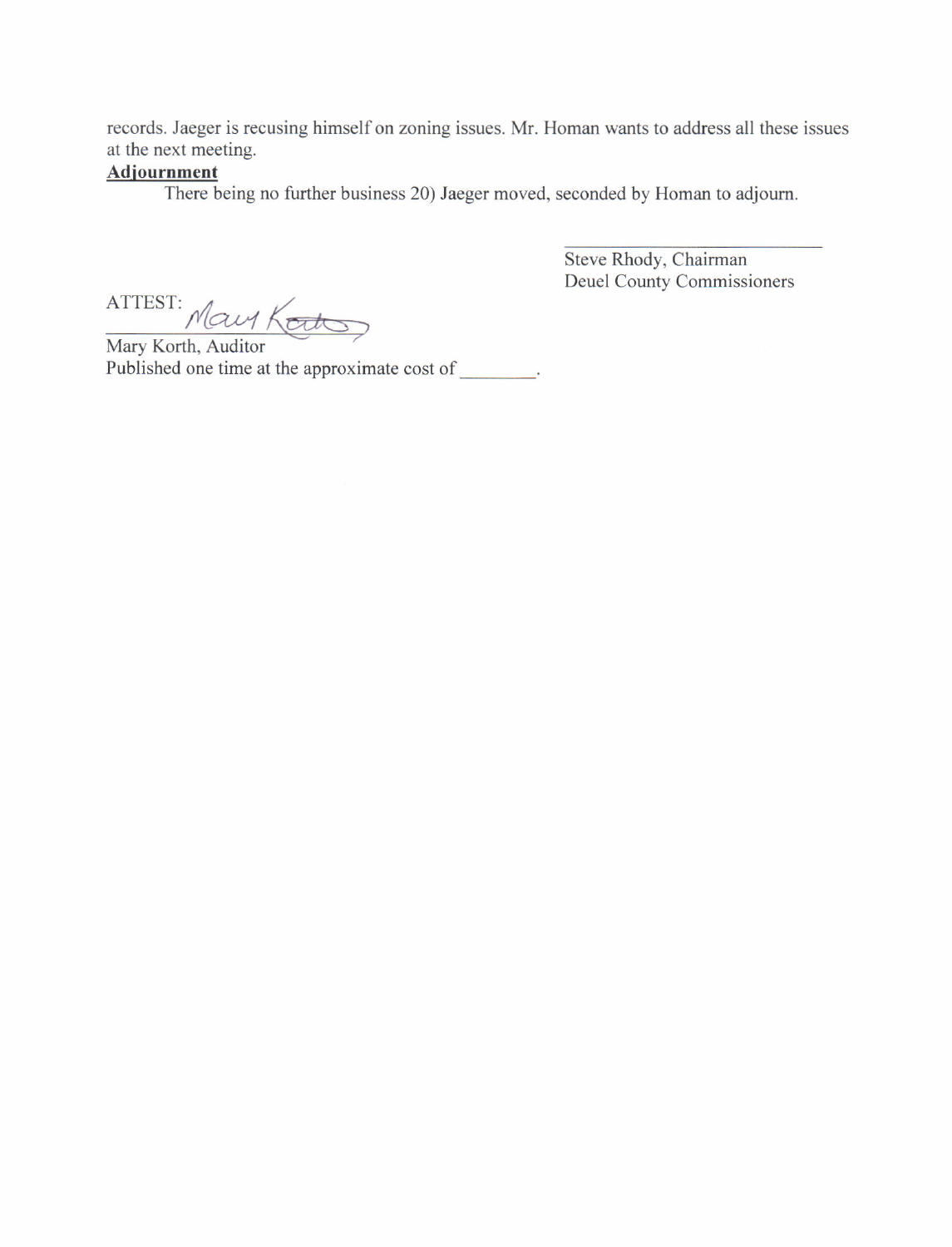records. Jaeger is recusing himself on zoning issues. Mr. Homan wants to address all these issues at the next meeting.

**Adjournment**

There being no further business 20) Jaeger moved, seconded by Homan to adjourn.

\_\_\_\_\_\_\_\_\_\_\_\_\_\_\_\_\_\_\_\_\_\_\_\_\_\_

Steve Rhody, Chairman
Deuel County Commissioners

ATTEST: Mary Korth

Mary Korth, Auditor
Published one time at the approximate cost of \_\_\_\_\_\_\_\_.